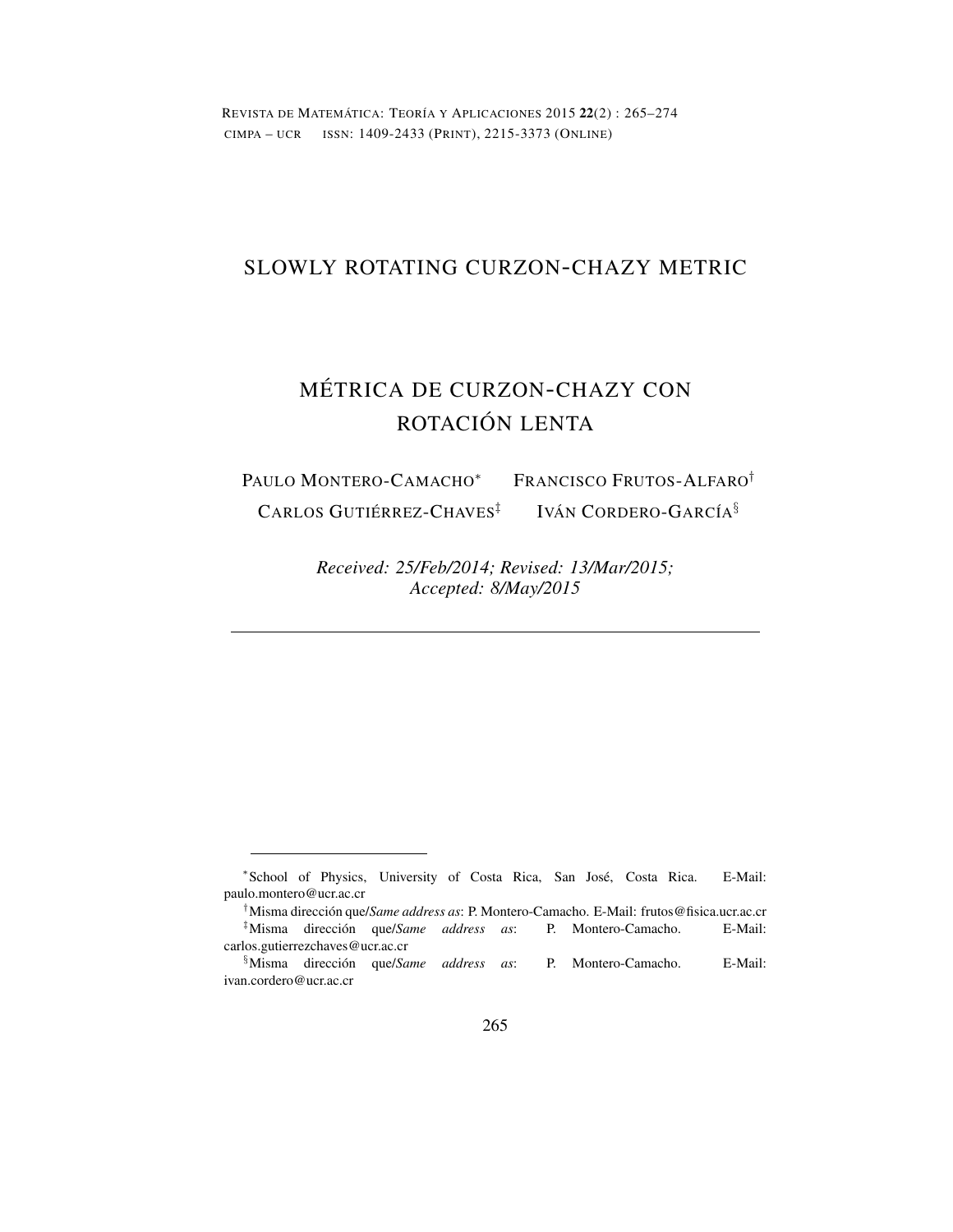# SLOWLY ROTATING CURZON-CHAZY METRIC

# MÉTRICA DE CURZON-CHAZY CON ROTACIÓN LENTA

PAULO MONTERO-CAMACHO[*] FRANCISCO FRUTOS-ALFARO[†]
CARLOS GUTIÉRREZ-CHAVES[‡] IVÁN CORDERO-GARCÍA[§]

*Received: 25/Feb/2014; Revised: 13/Mar/2015; Accepted: 8/May/2015*

---

[*] School of Physics, University of Costa Rica, San José, Costa Rica. E-Mail: paulo.montero@ucr.ac.cr

[†] Misma dirección que/*Same address as*: P. Montero-Camacho. E-Mail: frutos@fisica.ucr.ac.cr

[‡] Misma dirección que/*Same address as*: P. Montero-Camacho. E-Mail: carlos.gutierrezchaves@ucr.ac.cr

[§] Misma dirección que/*Same address as*: P. Montero-Camacho. E-Mail: ivan.cordero@ucr.ac.cr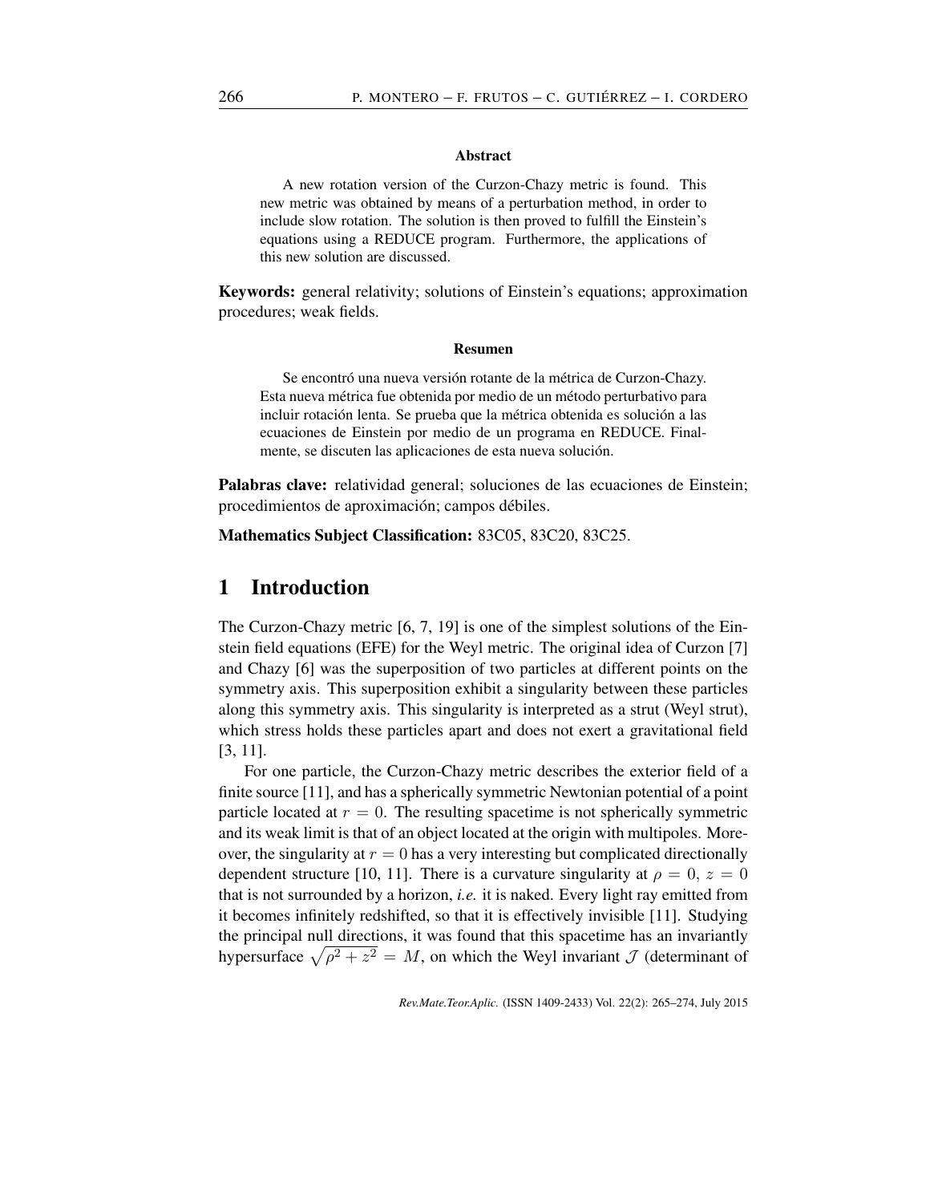### Abstract

A new rotation version of the Curzon-Chazy metric is found. This new metric was obtained by means of a perturbation method, in order to include slow rotation. The solution is then proved to fulfill the Einstein's equations using a REDUCE program. Furthermore, the applications of this new solution are discussed.

**Keywords:** general relativity; solutions of Einstein's equations; approximation procedures; weak fields.

### Resumen

Se encontró una nueva versión rotante de la métrica de Curzon-Chazy. Esta nueva métrica fue obtenida por medio de un método perturbativo para incluir rotación lenta. Se prueba que la métrica obtenida es solución a las ecuaciones de Einstein por medio de un programa en REDUCE. Finalmente, se discuten las aplicaciones de esta nueva solución.

**Palabras clave:** relatividad general; soluciones de las ecuaciones de Einstein; procedimientos de aproximación; campos débiles.

**Mathematics Subject Classification:** 83C05, 83C20, 83C25.

## 1 Introduction

The Curzon-Chazy metric [6, 7, 19] is one of the simplest solutions of the Einstein field equations (EFE) for the Weyl metric. The original idea of Curzon [7] and Chazy [6] was the superposition of two particles at different points on the symmetry axis. This superposition exhibit a singularity between these particles along this symmetry axis. This singularity is interpreted as a strut (Weyl strut), which stress holds these particles apart and does not exert a gravitational field [3, 11].

For one particle, the Curzon-Chazy metric describes the exterior field of a finite source [11], and has a spherically symmetric Newtonian potential of a point particle located at $r = 0$. The resulting spacetime is not spherically symmetric and its weak limit is that of an object located at the origin with multipoles. Moreover, the singularity at $r = 0$ has a very interesting but complicated directionally dependent structure [10, 11]. There is a curvature singularity at $\rho = 0$, $z = 0$ that is not surrounded by a horizon, *i.e.* it is naked. Every light ray emitted from it becomes infinitely redshifted, so that it is effectively invisible [11]. Studying the principal null directions, it was found that this spacetime has an invariantly hypersurface $\sqrt{\rho^2 + z^2} = M$, on which the Weyl invariant $\mathcal{J}$ (determinant of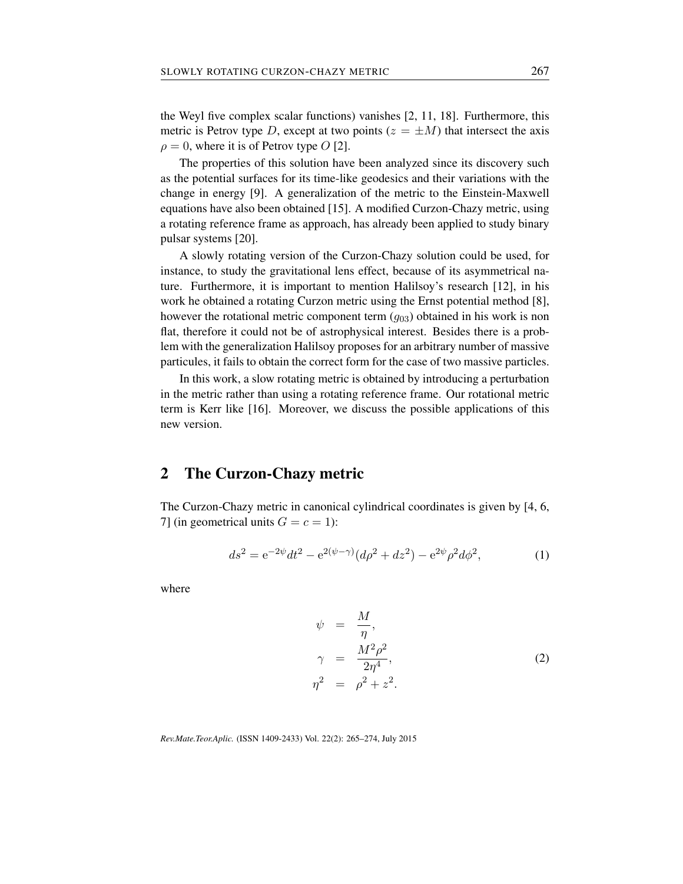the Weyl five complex scalar functions) vanishes [2, 11, 18]. Furthermore, this metric is Petrov type $D$, except at two points ($z = \pm M$) that intersect the axis $\rho = 0$, where it is of Petrov type $O$ [2].

The properties of this solution have been analyzed since its discovery such as the potential surfaces for its time-like geodesics and their variations with the change in energy [9]. A generalization of the metric to the Einstein-Maxwell equations have also been obtained [15]. A modified Curzon-Chazy metric, using a rotating reference frame as approach, has already been applied to study binary pulsar systems [20].

A slowly rotating version of the Curzon-Chazy solution could be used, for instance, to study the gravitational lens effect, because of its asymmetrical nature. Furthermore, it is important to mention Halilsoy's research [12], in his work he obtained a rotating Curzon metric using the Ernst potential method [8], however the rotational metric component term ($g_{03}$) obtained in his work is non flat, therefore it could not be of astrophysical interest. Besides there is a problem with the generalization Halilsoy proposes for an arbitrary number of massive particules, it fails to obtain the correct form for the case of two massive particles.

In this work, a slow rotating metric is obtained by introducing a perturbation in the metric rather than using a rotating reference frame. Our rotational metric term is Kerr like [16]. Moreover, we discuss the possible applications of this new version.

## 2 The Curzon-Chazy metric

The Curzon-Chazy metric in canonical cylindrical coordinates is given by [4, 6, 7] (in geometrical units $G = c = 1$):

$$ds^2 = \mathrm{e}^{-2\psi}dt^2 - \mathrm{e}^{2(\psi-\gamma)}(d\rho^2 + dz^2) - \mathrm{e}^{2\psi}\rho^2 d\phi^2, \tag{1}$$

where

$$\begin{aligned} \psi &= \frac{M}{\eta}, \\ \gamma &= \frac{M^2\rho^2}{2\eta^4}, \\ \eta^2 &= \rho^2 + z^2. \end{aligned} \tag{2}$$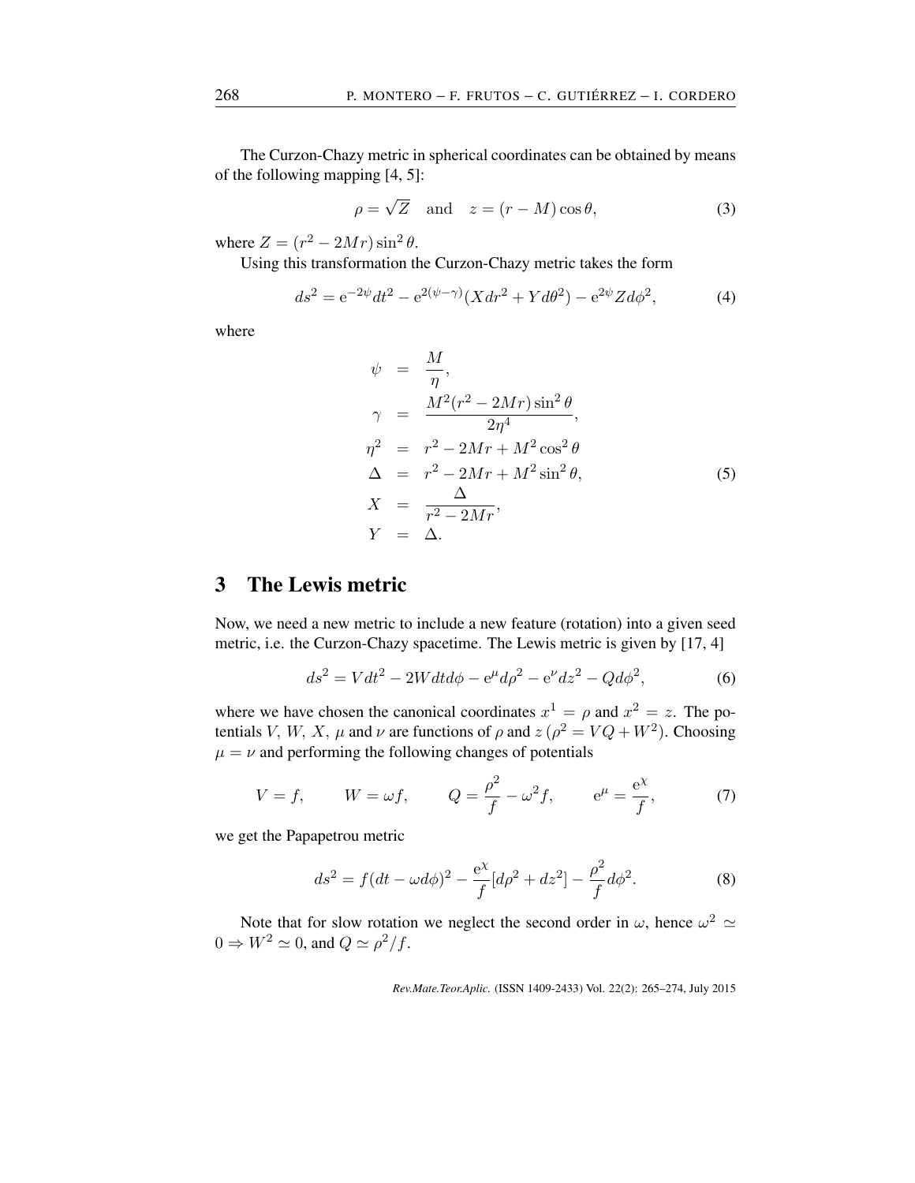The Curzon-Chazy metric in spherical coordinates can be obtained by means of the following mapping [4, 5]:

$$\rho = \sqrt{Z} \quad \text{and} \quad z = (r - M)\cos\theta, \tag{3}$$

where $Z = (r^2 - 2Mr)\sin^2\theta$.

Using this transformation the Curzon-Chazy metric takes the form

$$ds^2 = \mathrm{e}^{-2\psi}dt^2 - \mathrm{e}^{2(\psi-\gamma)}(Xdr^2 + Yd\theta^2) - \mathrm{e}^{2\psi}Zd\phi^2, \tag{4}$$

where

$$\begin{aligned}
\psi &= \frac{M}{\eta}, \\
\gamma &= \frac{M^2(r^2 - 2Mr)\sin^2\theta}{2\eta^4}, \\
\eta^2 &= r^2 - 2Mr + M^2\cos^2\theta \\
\Delta &= r^2 - 2Mr + M^2\sin^2\theta, \\
X &= \frac{\Delta}{r^2 - 2Mr}, \\
Y &= \Delta.
\end{aligned} \tag{5}$$

## 3 The Lewis metric

Now, we need a new metric to include a new feature (rotation) into a given seed metric, i.e. the Curzon-Chazy spacetime. The Lewis metric is given by [17, 4]

$$ds^2 = Vdt^2 - 2Wdtd\phi - \mathrm{e}^{\mu}d\rho^2 - \mathrm{e}^{\nu}dz^2 - Qd\phi^2, \tag{6}$$

where we have chosen the canonical coordinates $x^1 = \rho$ and $x^2 = z$. The potentials $V$, $W$, $X$, $\mu$ and $\nu$ are functions of $\rho$ and $z$ ($\rho^2 = VQ + W^2$). Choosing $\mu = \nu$ and performing the following changes of potentials

$$V = f, \qquad W = \omega f, \qquad Q = \frac{\rho^2}{f} - \omega^2 f, \qquad \mathrm{e}^{\mu} = \frac{\mathrm{e}^{\chi}}{f}, \tag{7}$$

we get the Papapetrou metric

$$ds^2 = f(dt - \omega d\phi)^2 - \frac{\mathrm{e}^{\chi}}{f}[d\rho^2 + dz^2] - \frac{\rho^2}{f}d\phi^2. \tag{8}$$

Note that for slow rotation we neglect the second order in $\omega$, hence $\omega^2 \simeq 0 \Rightarrow W^2 \simeq 0$, and $Q \simeq \rho^2/f$.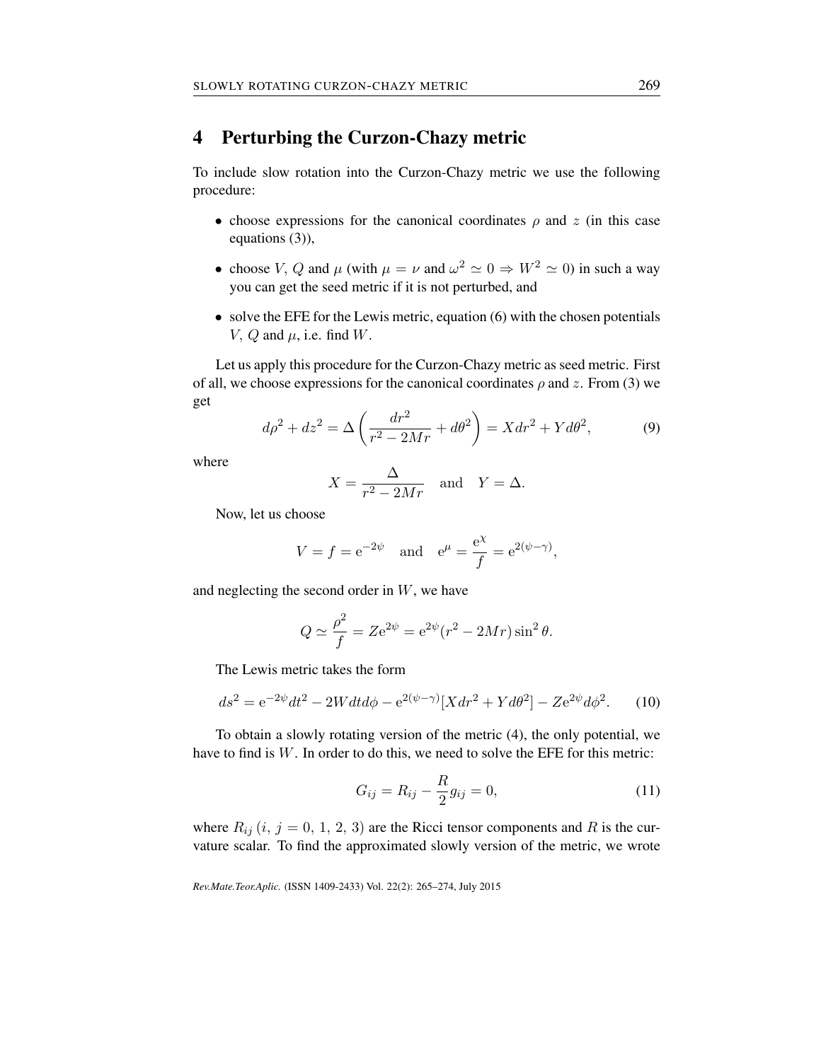# 4 Perturbing the Curzon-Chazy metric

To include slow rotation into the Curzon-Chazy metric we use the following procedure:

- choose expressions for the canonical coordinates $\rho$ and $z$ (in this case equations (3)),
- choose $V$, $Q$ and $\mu$ (with $\mu = \nu$ and $\omega^2 \simeq 0 \Rightarrow W^2 \simeq 0$) in such a way you can get the seed metric if it is not perturbed, and
- solve the EFE for the Lewis metric, equation (6) with the chosen potentials $V$, $Q$ and $\mu$, i.e. find $W$.

Let us apply this procedure for the Curzon-Chazy metric as seed metric. First of all, we choose expressions for the canonical coordinates $\rho$ and $z$. From (3) we get

$$d\rho^2 + dz^2 = \Delta\left(\frac{dr^2}{r^2 - 2Mr} + d\theta^2\right) = X dr^2 + Y d\theta^2, \tag{9}$$

where

$$X = \frac{\Delta}{r^2 - 2Mr} \quad \text{and} \quad Y = \Delta.$$

Now, let us choose

$$V = f = \mathrm{e}^{-2\psi} \quad \text{and} \quad \mathrm{e}^{\mu} = \frac{\mathrm{e}^{\chi}}{f} = \mathrm{e}^{2(\psi-\gamma)},$$

and neglecting the second order in $W$, we have

$$Q \simeq \frac{\rho^2}{f} = Z\mathrm{e}^{2\psi} = \mathrm{e}^{2\psi}(r^2 - 2Mr)\sin^2\theta.$$

The Lewis metric takes the form

$$ds^2 = \mathrm{e}^{-2\psi}dt^2 - 2W dt d\phi - \mathrm{e}^{2(\psi-\gamma)}[X dr^2 + Y d\theta^2] - Z\mathrm{e}^{2\psi}d\phi^2. \tag{10}$$

To obtain a slowly rotating version of the metric (4), the only potential, we have to find is $W$. In order to do this, we need to solve the EFE for this metric:

$$G_{ij} = R_{ij} - \frac{R}{2}g_{ij} = 0, \tag{11}$$

where $R_{ij}$ $(i,\, j = 0,\, 1,\, 2,\, 3)$ are the Ricci tensor components and $R$ is the curvature scalar. To find the approximated slowly version of the metric, we wrote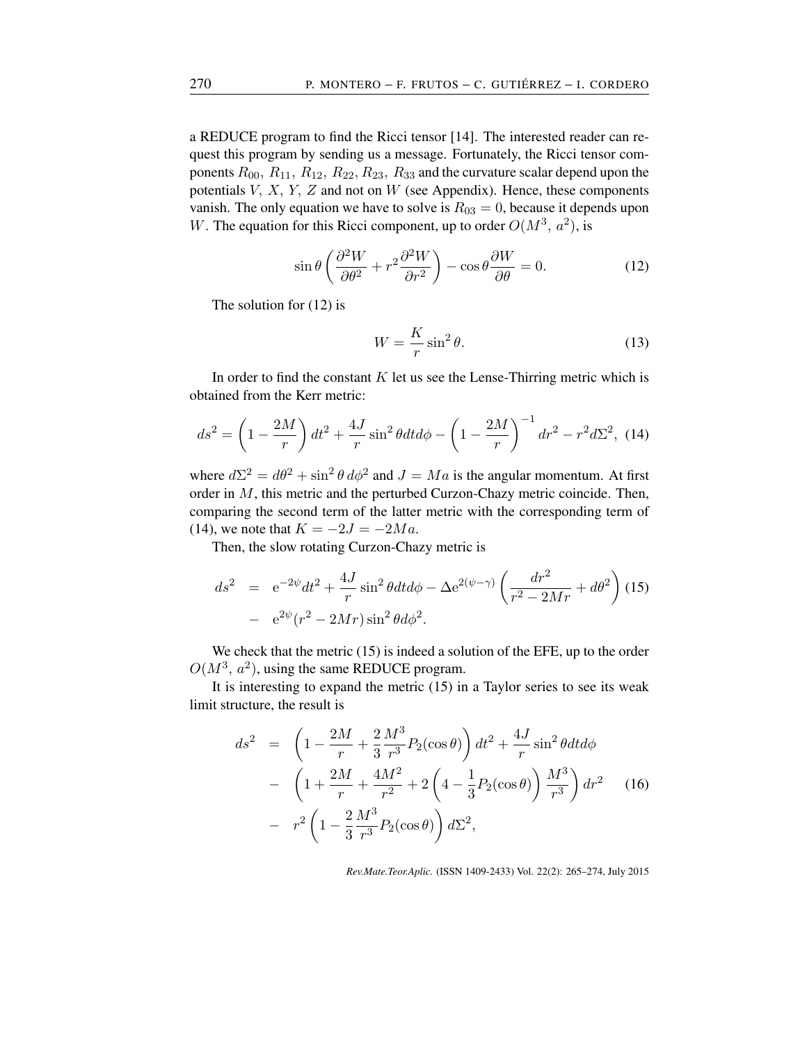a REDUCE program to find the Ricci tensor [14]. The interested reader can request this program by sending us a message. Fortunately, the Ricci tensor components $R_{00},\ R_{11},\ R_{12},\ R_{22},\ R_{23},\ R_{33}$ and the curvature scalar depend upon the potentials $V,\ X,\ Y,\ Z$ and not on $W$ (see Appendix). Hence, these components vanish. The only equation we have to solve is $R_{03} = 0$, because it depends upon $W$. The equation for this Ricci component, up to order $O(M^3,\ a^2)$, is

$$\sin\theta\left(\frac{\partial^2 W}{\partial\theta^2} + r^2\frac{\partial^2 W}{\partial r^2}\right) - \cos\theta\frac{\partial W}{\partial\theta} = 0. \tag{12}$$

The solution for (12) is

$$W = \frac{K}{r}\sin^2\theta. \tag{13}$$

In order to find the constant $K$ let us see the Lense-Thirring metric which is obtained from the Kerr metric:

$$ds^2 = \left(1 - \frac{2M}{r}\right)dt^2 + \frac{4J}{r}\sin^2\theta dt d\phi - \left(1 - \frac{2M}{r}\right)^{-1}dr^2 - r^2 d\Sigma^2, \tag{14}$$

where $d\Sigma^2 = d\theta^2 + \sin^2\theta\, d\phi^2$ and $J = Ma$ is the angular momentum. At first order in $M$, this metric and the perturbed Curzon-Chazy metric coincide. Then, comparing the second term of the latter metric with the corresponding term of (14), we note that $K = -2J = -2Ma$.

Then, the slow rotating Curzon-Chazy metric is

$$\begin{aligned} ds^2 &= \mathrm{e}^{-2\psi}dt^2 + \frac{4J}{r}\sin^2\theta dt d\phi - \Delta\mathrm{e}^{2(\psi-\gamma)}\left(\frac{dr^2}{r^2 - 2Mr} + d\theta^2\right) \\ &- \mathrm{e}^{2\psi}(r^2 - 2Mr)\sin^2\theta d\phi^2. \end{aligned} \tag{15}$$

We check that the metric (15) is indeed a solution of the EFE, up to the order $O(M^3,\ a^2)$, using the same REDUCE program.

It is interesting to expand the metric (15) in a Taylor series to see its weak limit structure, the result is

$$\begin{aligned} ds^2 &= \left(1 - \frac{2M}{r} + \frac{2}{3}\frac{M^3}{r^3}P_2(\cos\theta)\right)dt^2 + \frac{4J}{r}\sin^2\theta dt d\phi \\ &- \left(1 + \frac{2M}{r} + \frac{4M^2}{r^2} + 2\left(4 - \frac{1}{3}P_2(\cos\theta)\right)\frac{M^3}{r^3}\right)dr^2 \\ &- r^2\left(1 - \frac{2}{3}\frac{M^3}{r^3}P_2(\cos\theta)\right)d\Sigma^2, \end{aligned} \tag{16}$$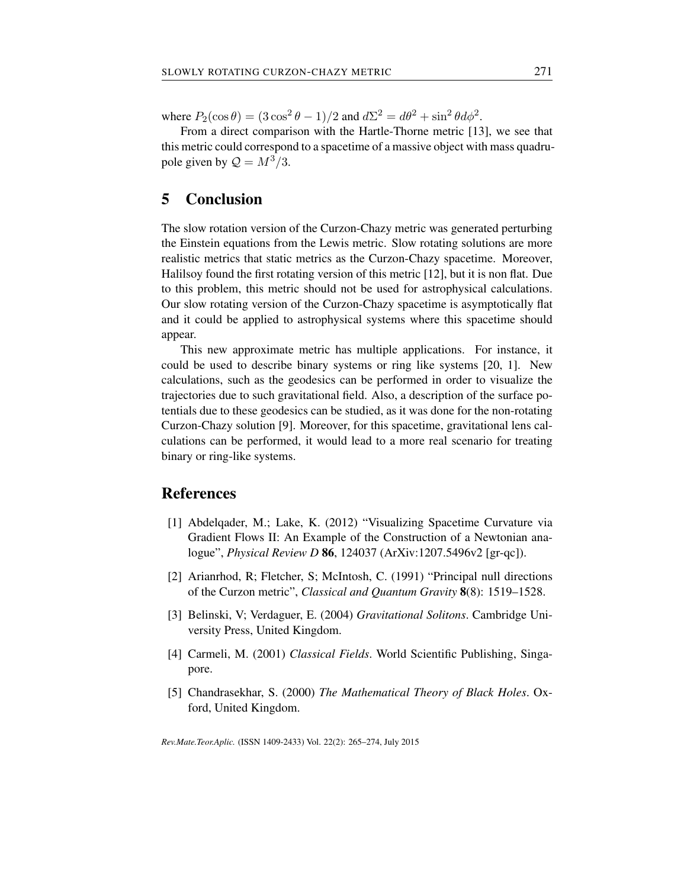where $P_2(\cos\theta) = (3\cos^2\theta - 1)/2$ and $d\Sigma^2 = d\theta^2 + \sin^2\theta d\phi^2$.

From a direct comparison with the Hartle-Thorne metric [13], we see that this metric could correspond to a spacetime of a massive object with mass quadrupole given by $\mathcal{Q} = M^3/3$.

## 5 Conclusion

The slow rotation version of the Curzon-Chazy metric was generated perturbing the Einstein equations from the Lewis metric. Slow rotating solutions are more realistic metrics that static metrics as the Curzon-Chazy spacetime. Moreover, Halilsoy found the first rotating version of this metric [12], but it is non flat. Due to this problem, this metric should not be used for astrophysical calculations. Our slow rotating version of the Curzon-Chazy spacetime is asymptotically flat and it could be applied to astrophysical systems where this spacetime should appear.

This new approximate metric has multiple applications. For instance, it could be used to describe binary systems or ring like systems [20, 1]. New calculations, such as the geodesics can be performed in order to visualize the trajectories due to such gravitational field. Also, a description of the surface potentials due to these geodesics can be studied, as it was done for the non-rotating Curzon-Chazy solution [9]. Moreover, for this spacetime, gravitational lens calculations can be performed, it would lead to a more real scenario for treating binary or ring-like systems.

## References

[1] Abdelqader, M.; Lake, K. (2012) "Visualizing Spacetime Curvature via Gradient Flows II: An Example of the Construction of a Newtonian analogue", *Physical Review D* **86**, 124037 (ArXiv:1207.5496v2 [gr-qc]).

[2] Arianrhod, R; Fletcher, S; McIntosh, C. (1991) "Principal null directions of the Curzon metric", *Classical and Quantum Gravity* **8**(8): 1519–1528.

[3] Belinski, V; Verdaguer, E. (2004) *Gravitational Solitons*. Cambridge University Press, United Kingdom.

[4] Carmeli, M. (2001) *Classical Fields*. World Scientific Publishing, Singapore.

[5] Chandrasekhar, S. (2000) *The Mathematical Theory of Black Holes*. Oxford, United Kingdom.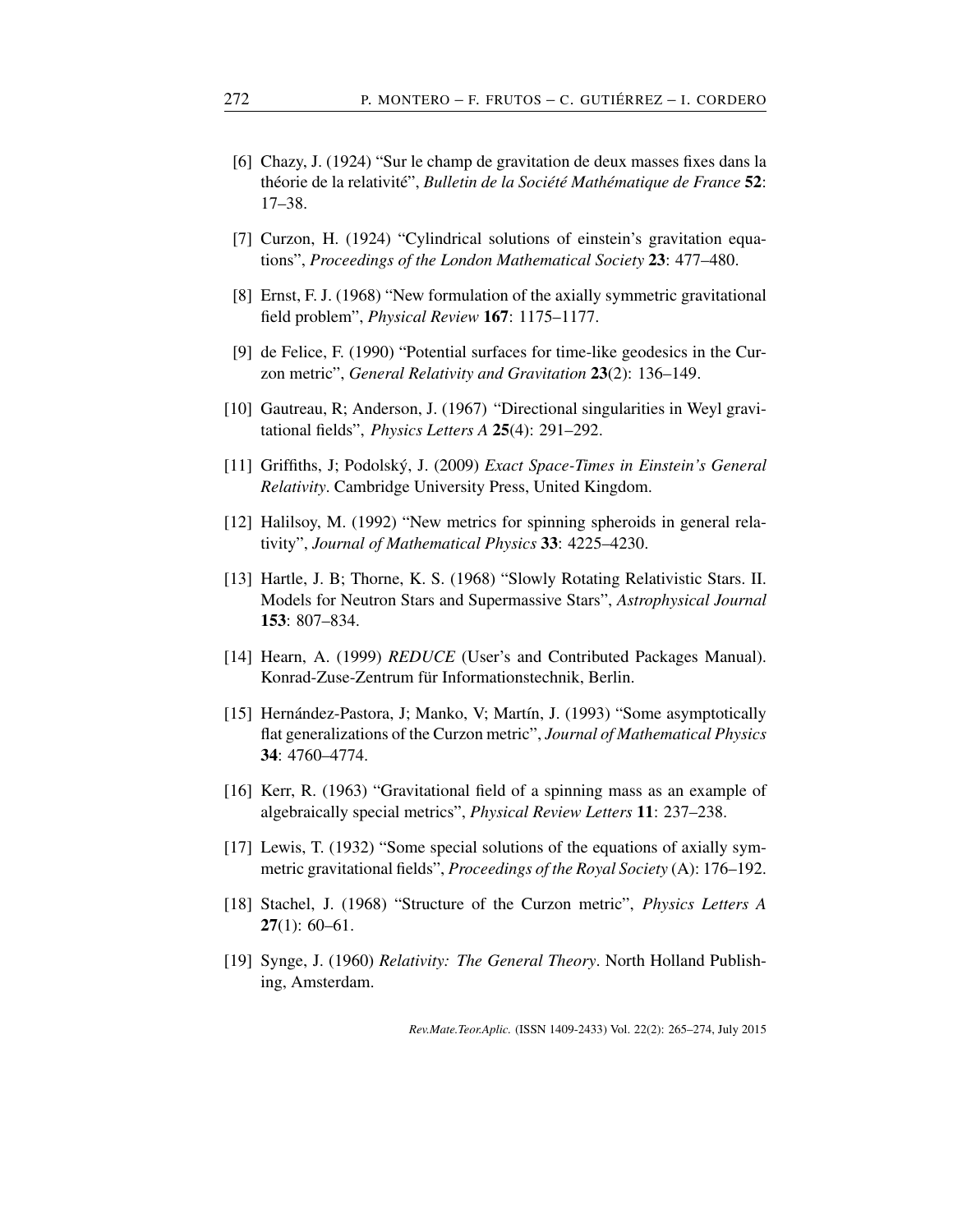[6] Chazy, J. (1924) “Sur le champ de gravitation de deux masses fixes dans la théorie de la relativité”, *Bulletin de la Société Mathématique de France* **52**: 17–38.

[7] Curzon, H. (1924) “Cylindrical solutions of einstein’s gravitation equations”, *Proceedings of the London Mathematical Society* **23**: 477–480.

[8] Ernst, F. J. (1968) “New formulation of the axially symmetric gravitational field problem”, *Physical Review* **167**: 1175–1177.

[9] de Felice, F. (1990) “Potential surfaces for time-like geodesics in the Curzon metric”, *General Relativity and Gravitation* **23**(2): 136–149.

[10] Gautreau, R; Anderson, J. (1967) “Directional singularities in Weyl gravitational fields”, *Physics Letters A* **25**(4): 291–292.

[11] Griffiths, J; Podolský, J. (2009) *Exact Space-Times in Einstein’s General Relativity*. Cambridge University Press, United Kingdom.

[12] Halilsoy, M. (1992) “New metrics for spinning spheroids in general relativity”, *Journal of Mathematical Physics* **33**: 4225–4230.

[13] Hartle, J. B; Thorne, K. S. (1968) “Slowly Rotating Relativistic Stars. II. Models for Neutron Stars and Supermassive Stars”, *Astrophysical Journal* **153**: 807–834.

[14] Hearn, A. (1999) *REDUCE* (User’s and Contributed Packages Manual). Konrad-Zuse-Zentrum für Informationstechnik, Berlin.

[15] Hernández-Pastora, J; Manko, V; Martín, J. (1993) “Some asymptotically flat generalizations of the Curzon metric”, *Journal of Mathematical Physics* **34**: 4760–4774.

[16] Kerr, R. (1963) “Gravitational field of a spinning mass as an example of algebraically special metrics”, *Physical Review Letters* **11**: 237–238.

[17] Lewis, T. (1932) “Some special solutions of the equations of axially symmetric gravitational fields”, *Proceedings of the Royal Society* (A): 176–192.

[18] Stachel, J. (1968) “Structure of the Curzon metric”, *Physics Letters A* **27**(1): 60–61.

[19] Synge, J. (1960) *Relativity: The General Theory*. North Holland Publishing, Amsterdam.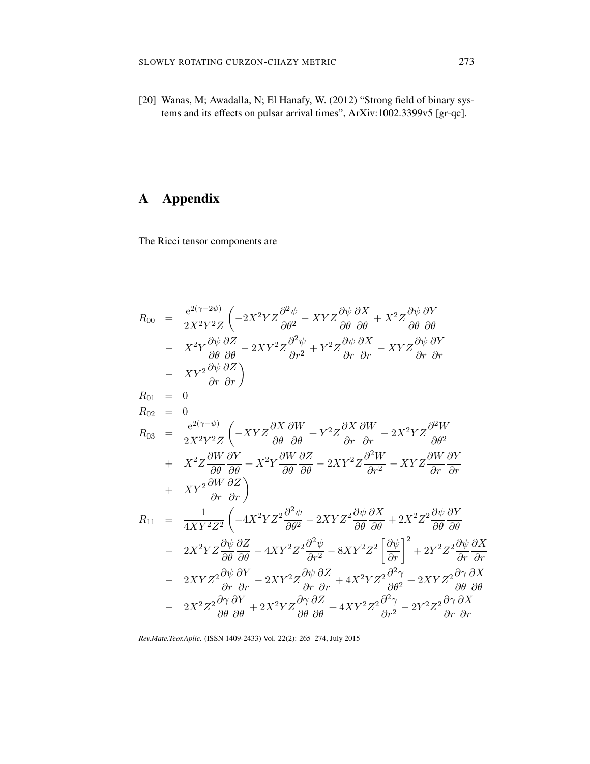[20] Wanas, M; Awadalla, N; El Hanafy, W. (2012) "Strong field of binary systems and its effects on pulsar arrival times", ArXiv:1002.3399v5 [gr-qc].

# A Appendix

The Ricci tensor components are

$$
\begin{aligned}
R_{00} &= \frac{e^{2(\gamma-2\psi)}}{2X^2Y^2Z}\left(-2X^2YZ\frac{\partial^2\psi}{\partial\theta^2} - XYZ\frac{\partial\psi}{\partial\theta}\frac{\partial X}{\partial\theta} + X^2Z\frac{\partial\psi}{\partial\theta}\frac{\partial Y}{\partial\theta}\right.\\
&- X^2Y\frac{\partial\psi}{\partial\theta}\frac{\partial Z}{\partial\theta} - 2XY^2Z\frac{\partial^2\psi}{\partial r^2} + Y^2Z\frac{\partial\psi}{\partial r}\frac{\partial X}{\partial r} - XYZ\frac{\partial\psi}{\partial r}\frac{\partial Y}{\partial r}\\
&\left.- XY^2\frac{\partial\psi}{\partial r}\frac{\partial Z}{\partial r}\right)\\
R_{01} &= 0\\
R_{02} &= 0\\
R_{03} &= \frac{e^{2(\gamma-\psi)}}{2X^2Y^2Z}\left(-XYZ\frac{\partial X}{\partial\theta}\frac{\partial W}{\partial\theta} + Y^2Z\frac{\partial X}{\partial r}\frac{\partial W}{\partial r} - 2X^2YZ\frac{\partial^2 W}{\partial\theta^2}\right.\\
&+ X^2Z\frac{\partial W}{\partial\theta}\frac{\partial Y}{\partial\theta} + X^2Y\frac{\partial W}{\partial\theta}\frac{\partial Z}{\partial\theta} - 2XY^2Z\frac{\partial^2 W}{\partial r^2} - XYZ\frac{\partial W}{\partial r}\frac{\partial Y}{\partial r}\\
&\left.+ XY^2\frac{\partial W}{\partial r}\frac{\partial Z}{\partial r}\right)\\
R_{11} &= \frac{1}{4XY^2Z^2}\left(-4X^2YZ^2\frac{\partial^2\psi}{\partial\theta^2} - 2XYZ^2\frac{\partial\psi}{\partial\theta}\frac{\partial X}{\partial\theta} + 2X^2Z^2\frac{\partial\psi}{\partial\theta}\frac{\partial Y}{\partial\theta}\right.\\
&- 2X^2YZ\frac{\partial\psi}{\partial\theta}\frac{\partial Z}{\partial\theta} - 4XY^2Z^2\frac{\partial^2\psi}{\partial r^2} - 8XY^2Z^2\left[\frac{\partial\psi}{\partial r}\right]^2 + 2Y^2Z^2\frac{\partial\psi}{\partial r}\frac{\partial X}{\partial r}\\
&- 2XYZ^2\frac{\partial\psi}{\partial r}\frac{\partial Y}{\partial r} - 2XY^2Z\frac{\partial\psi}{\partial r}\frac{\partial Z}{\partial r} + 4X^2YZ^2\frac{\partial^2\gamma}{\partial\theta^2} + 2XYZ^2\frac{\partial\gamma}{\partial\theta}\frac{\partial X}{\partial\theta}\\
&- 2X^2Z^2\frac{\partial\gamma}{\partial\theta}\frac{\partial Y}{\partial\theta} + 2X^2YZ\frac{\partial\gamma}{\partial\theta}\frac{\partial Z}{\partial\theta} + 4XY^2Z^2\frac{\partial^2\gamma}{\partial r^2} - 2Y^2Z^2\frac{\partial\gamma}{\partial r}\frac{\partial X}{\partial r}
\end{aligned}
$$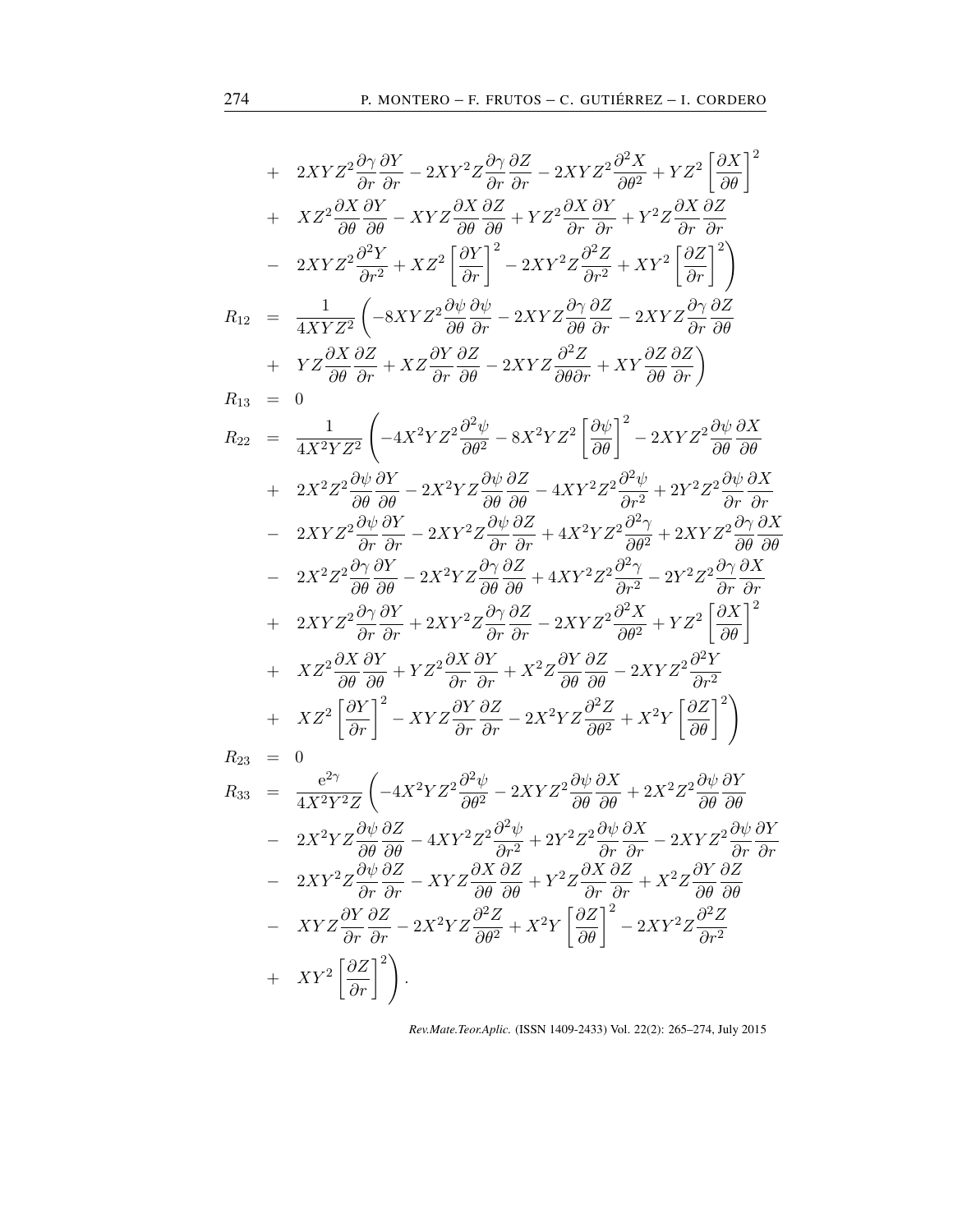$$
\begin{aligned}
&+ \quad 2XYZ^2\frac{\partial \gamma}{\partial r}\frac{\partial Y}{\partial r} - 2XY^2Z\frac{\partial \gamma}{\partial r}\frac{\partial Z}{\partial r} - 2XYZ^2\frac{\partial^2 X}{\partial \theta^2} + YZ^2\left[\frac{\partial X}{\partial \theta}\right]^2 \\
&+ \quad XZ^2\frac{\partial X}{\partial \theta}\frac{\partial Y}{\partial \theta} - XYZ\frac{\partial X}{\partial \theta}\frac{\partial Z}{\partial \theta} + YZ^2\frac{\partial X}{\partial r}\frac{\partial Y}{\partial r} + Y^2Z\frac{\partial X}{\partial r}\frac{\partial Z}{\partial r} \\
&- \quad 2XYZ^2\frac{\partial^2 Y}{\partial r^2} + XZ^2\left[\frac{\partial Y}{\partial r}\right]^2 - 2XY^2Z\frac{\partial^2 Z}{\partial r^2} + XY^2\left[\frac{\partial Z}{\partial r}\right]^2\Bigg)
\end{aligned}
$$

$$
\begin{aligned}
R_{12} \;=\;& \frac{1}{4XYZ^2}\left(-8XYZ^2\frac{\partial \psi}{\partial \theta}\frac{\partial \psi}{\partial r} - 2XYZ\frac{\partial \gamma}{\partial \theta}\frac{\partial Z}{\partial r} - 2XYZ\frac{\partial \gamma}{\partial r}\frac{\partial Z}{\partial \theta}\right. \\
&+ \quad \left. YZ\frac{\partial X}{\partial \theta}\frac{\partial Z}{\partial r} + XZ\frac{\partial Y}{\partial r}\frac{\partial Z}{\partial \theta} - 2XYZ\frac{\partial^2 Z}{\partial \theta \partial r} + XY\frac{\partial Z}{\partial \theta}\frac{\partial Z}{\partial r}\right)
\end{aligned}
$$

$$
R_{13} = 0
$$

$$
\begin{aligned}
R_{22} \;=\;& \frac{1}{4X^2YZ^2}\left(-4X^2YZ^2\frac{\partial^2 \psi}{\partial \theta^2} - 8X^2YZ^2\left[\frac{\partial \psi}{\partial \theta}\right]^2 - 2XYZ^2\frac{\partial \psi}{\partial \theta}\frac{\partial X}{\partial \theta}\right. \\
&+ \quad 2X^2Z^2\frac{\partial \psi}{\partial \theta}\frac{\partial Y}{\partial \theta} - 2X^2YZ\frac{\partial \psi}{\partial \theta}\frac{\partial Z}{\partial \theta} - 4XY^2Z^2\frac{\partial^2 \psi}{\partial r^2} + 2Y^2Z^2\frac{\partial \psi}{\partial r}\frac{\partial X}{\partial r} \\
&- \quad 2XYZ^2\frac{\partial \psi}{\partial r}\frac{\partial Y}{\partial r} - 2XY^2Z\frac{\partial \psi}{\partial r}\frac{\partial Z}{\partial r} + 4X^2YZ^2\frac{\partial^2 \gamma}{\partial \theta^2} + 2XYZ^2\frac{\partial \gamma}{\partial \theta}\frac{\partial X}{\partial \theta} \\
&- \quad 2X^2Z^2\frac{\partial \gamma}{\partial \theta}\frac{\partial Y}{\partial \theta} - 2X^2YZ\frac{\partial \gamma}{\partial \theta}\frac{\partial Z}{\partial \theta} + 4XY^2Z^2\frac{\partial^2 \gamma}{\partial r^2} - 2Y^2Z^2\frac{\partial \gamma}{\partial r}\frac{\partial X}{\partial r} \\
&+ \quad 2XYZ^2\frac{\partial \gamma}{\partial r}\frac{\partial Y}{\partial r} + 2XY^2Z\frac{\partial \gamma}{\partial r}\frac{\partial Z}{\partial r} - 2XYZ^2\frac{\partial^2 X}{\partial \theta^2} + YZ^2\left[\frac{\partial X}{\partial \theta}\right]^2 \\
&+ \quad XZ^2\frac{\partial X}{\partial \theta}\frac{\partial Y}{\partial \theta} + YZ^2\frac{\partial X}{\partial r}\frac{\partial Y}{\partial r} + X^2Z\frac{\partial Y}{\partial \theta}\frac{\partial Z}{\partial \theta} - 2XYZ^2\frac{\partial^2 Y}{\partial r^2} \\
&+ \quad \left. XZ^2\left[\frac{\partial Y}{\partial r}\right]^2 - XYZ\frac{\partial Y}{\partial r}\frac{\partial Z}{\partial r} - 2X^2YZ\frac{\partial^2 Z}{\partial \theta^2} + X^2Y\left[\frac{\partial Z}{\partial \theta}\right]^2\right)
\end{aligned}
$$

$$
R_{23} = 0
$$

$$
\begin{aligned}
R_{33} \;=\;& \frac{e^{2\gamma}}{4X^2Y^2Z}\left(-4X^2YZ^2\frac{\partial^2 \psi}{\partial \theta^2} - 2XYZ^2\frac{\partial \psi}{\partial \theta}\frac{\partial X}{\partial \theta} + 2X^2Z^2\frac{\partial \psi}{\partial \theta}\frac{\partial Y}{\partial \theta}\right. \\
&- \quad 2X^2YZ\frac{\partial \psi}{\partial \theta}\frac{\partial Z}{\partial \theta} - 4XY^2Z^2\frac{\partial^2 \psi}{\partial r^2} + 2Y^2Z^2\frac{\partial \psi}{\partial r}\frac{\partial X}{\partial r} - 2XYZ^2\frac{\partial \psi}{\partial r}\frac{\partial Y}{\partial r} \\
&- \quad 2XY^2Z\frac{\partial \psi}{\partial r}\frac{\partial Z}{\partial r} - XYZ\frac{\partial X}{\partial \theta}\frac{\partial Z}{\partial \theta} + Y^2Z\frac{\partial X}{\partial r}\frac{\partial Z}{\partial r} + X^2Z\frac{\partial Y}{\partial \theta}\frac{\partial Z}{\partial \theta} \\
&- \quad XYZ\frac{\partial Y}{\partial r}\frac{\partial Z}{\partial r} - 2X^2YZ\frac{\partial^2 Z}{\partial \theta^2} + X^2Y\left[\frac{\partial Z}{\partial \theta}\right]^2 - 2XY^2Z\frac{\partial^2 Z}{\partial r^2} \\
&+ \quad \left. XY^2\left[\frac{\partial Z}{\partial r}\right]^2\right).
\end{aligned}
$$